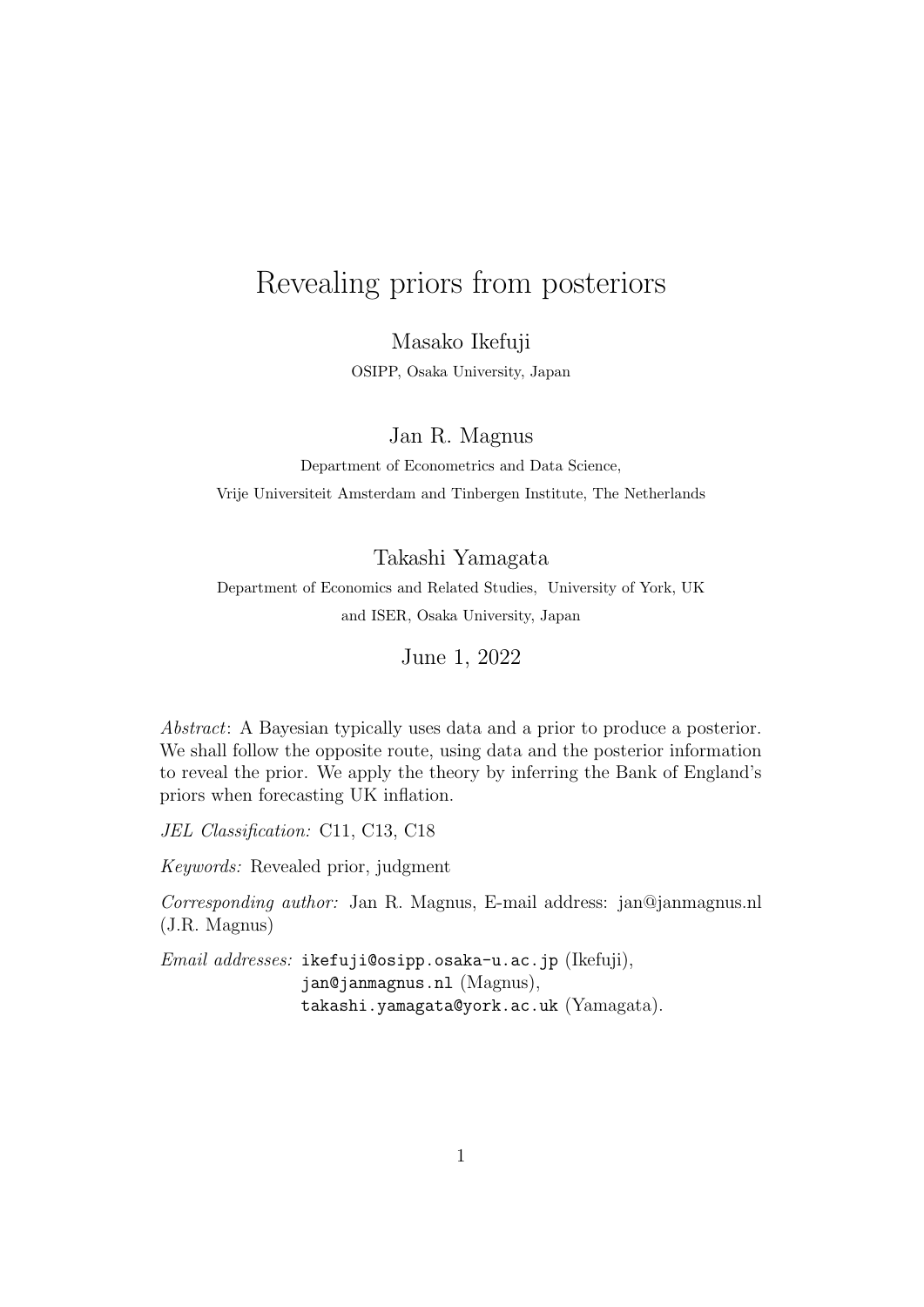# Revealing priors from posteriors

Masako Ikefuji

OSIPP, Osaka University, Japan

Jan R. Magnus

Department of Econometrics and Data Science,

Vrije Universiteit Amsterdam and Tinbergen Institute, The Netherlands

Takashi Yamagata

Department of Economics and Related Studies, University of York, UK

and ISER, Osaka University, Japan

June 1, 2022

*Abstract*: A Bayesian typically uses data and a prior to produce a posterior. We shall follow the opposite route, using data and the posterior information to reveal the prior. We apply the theory by inferring the Bank of England's priors when forecasting UK inflation.

*JEL Classification:* C11, C13, C18

*Keywords:* Revealed prior, judgment

*Corresponding author:* Jan R. Magnus, E-mail address: jan@janmagnus.nl (J.R. Magnus)

*Email addresses:* ikefuji@osipp.osaka-u.ac.jp (Ikefuji), jan@janmagnus.nl (Magnus), takashi.yamagata@york.ac.uk (Yamagata).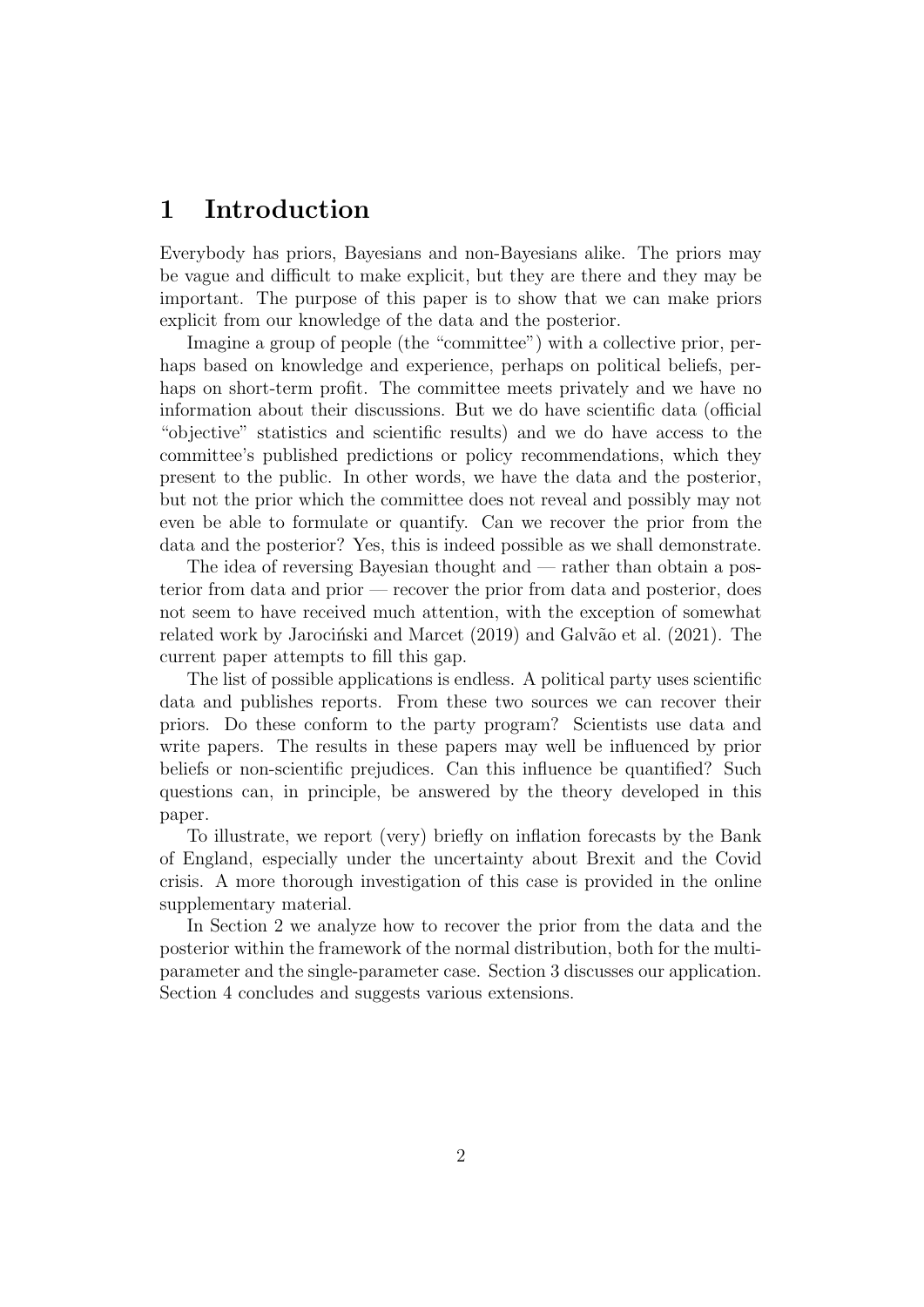# 1 Introduction

Everybody has priors, Bayesians and non-Bayesians alike. The priors may be vague and difficult to make explicit, but they are there and they may be important. The purpose of this paper is to show that we can make priors explicit from our knowledge of the data and the posterior.

Imagine a group of people (the "committee") with a collective prior, perhaps based on knowledge and experience, perhaps on political beliefs, perhaps on short-term profit. The committee meets privately and we have no information about their discussions. But we do have scientific data (official "objective" statistics and scientific results) and we do have access to the committee's published predictions or policy recommendations, which they present to the public. In other words, we have the data and the posterior, but not the prior which the committee does not reveal and possibly may not even be able to formulate or quantify. Can we recover the prior from the data and the posterior? Yes, this is indeed possible as we shall demonstrate.

The idea of reversing Bayesian thought and — rather than obtain a posterior from data and prior — recover the prior from data and posterior, does not seem to have received much attention, with the exception of somewhat related work by Jarociński and Marcet (2019) and Galvão et al. (2021). The current paper attempts to fill this gap.

The list of possible applications is endless. A political party uses scientific data and publishes reports. From these two sources we can recover their priors. Do these conform to the party program? Scientists use data and write papers. The results in these papers may well be influenced by prior beliefs or non-scientific prejudices. Can this influence be quantified? Such questions can, in principle, be answered by the theory developed in this paper.

To illustrate, we report (very) briefly on inflation forecasts by the Bank of England, especially under the uncertainty about Brexit and the Covid crisis. A more thorough investigation of this case is provided in the online supplementary material.

In Section 2 we analyze how to recover the prior from the data and the posterior within the framework of the normal distribution, both for the multi-parameter and the single-parameter case. Section 3 discusses our application. Section 4 concludes and suggests various extensions.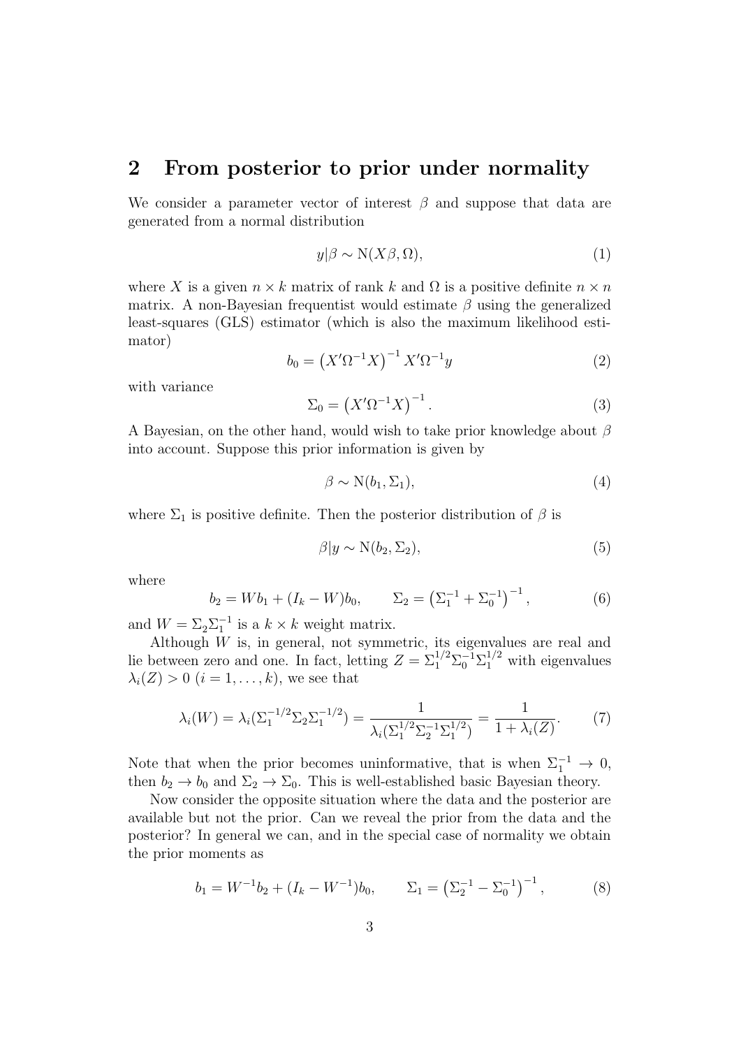## 2 From posterior to prior under normality

We consider a parameter vector of interest $\beta$ and suppose that data are generated from a normal distribution

$$y|\beta \sim \mathrm{N}(X\beta, \Omega), \tag{1}$$

where $X$ is a given $n \times k$ matrix of rank $k$ and $\Omega$ is a positive definite $n \times n$ matrix. A non-Bayesian frequentist would estimate $\beta$ using the generalized least-squares (GLS) estimator (which is also the maximum likelihood estimator)

$$b_0 = \left(X'\Omega^{-1}X\right)^{-1} X'\Omega^{-1}y \tag{2}$$

with variance

$$\Sigma_0 = \left(X'\Omega^{-1}X\right)^{-1}. \tag{3}$$

A Bayesian, on the other hand, would wish to take prior knowledge about $\beta$ into account. Suppose this prior information is given by

$$\beta \sim \mathrm{N}(b_1, \Sigma_1), \tag{4}$$

where $\Sigma_1$ is positive definite. Then the posterior distribution of $\beta$ is

$$\beta|y \sim \mathrm{N}(b_2, \Sigma_2), \tag{5}$$

where

$$b_2 = Wb_1 + (I_k - W)b_0, \qquad \Sigma_2 = \left(\Sigma_1^{-1} + \Sigma_0^{-1}\right)^{-1}, \tag{6}$$

and $W = \Sigma_2\Sigma_1^{-1}$ is a $k \times k$ weight matrix.

Although $W$ is, in general, not symmetric, its eigenvalues are real and lie between zero and one. In fact, letting $Z = \Sigma_1^{1/2}\Sigma_0^{-1}\Sigma_1^{1/2}$ with eigenvalues $\lambda_i(Z) > 0$ $(i = 1, \ldots, k)$, we see that

$$\lambda_i(W) = \lambda_i(\Sigma_1^{-1/2}\Sigma_2\Sigma_1^{-1/2}) = \frac{1}{\lambda_i(\Sigma_1^{1/2}\Sigma_2^{-1}\Sigma_1^{1/2})} = \frac{1}{1 + \lambda_i(Z)}. \tag{7}$$

Note that when the prior becomes uninformative, that is when $\Sigma_1^{-1} \to 0$, then $b_2 \to b_0$ and $\Sigma_2 \to \Sigma_0$. This is well-established basic Bayesian theory.

Now consider the opposite situation where the data and the posterior are available but not the prior. Can we reveal the prior from the data and the posterior? In general we can, and in the special case of normality we obtain the prior moments as

$$b_1 = W^{-1}b_2 + (I_k - W^{-1})b_0, \qquad \Sigma_1 = \left(\Sigma_2^{-1} - \Sigma_0^{-1}\right)^{-1}, \tag{8}$$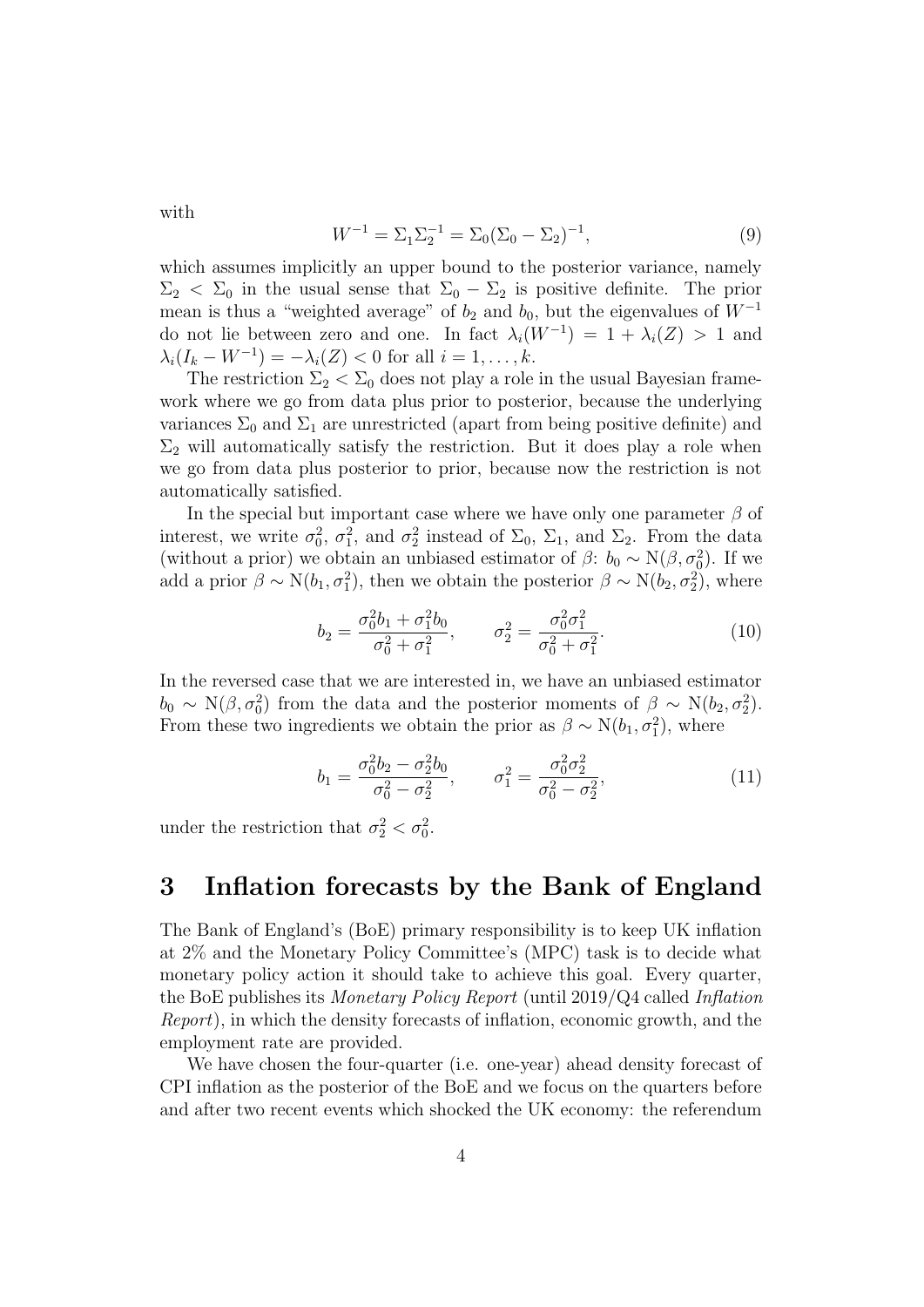with

$$W^{-1} = \Sigma_1 \Sigma_2^{-1} = \Sigma_0 (\Sigma_0 - \Sigma_2)^{-1}, \tag{9}$$

which assumes implicitly an upper bound to the posterior variance, namely $\Sigma_2 < \Sigma_0$ in the usual sense that $\Sigma_0 - \Sigma_2$ is positive definite. The prior mean is thus a "weighted average" of $b_2$ and $b_0$, but the eigenvalues of $W^{-1}$ do not lie between zero and one. In fact $\lambda_i(W^{-1}) = 1 + \lambda_i(Z) > 1$ and $\lambda_i(I_k - W^{-1}) = -\lambda_i(Z) < 0$ for all $i = 1, \ldots, k$.

The restriction $\Sigma_2 < \Sigma_0$ does not play a role in the usual Bayesian framework where we go from data plus prior to posterior, because the underlying variances $\Sigma_0$ and $\Sigma_1$ are unrestricted (apart from being positive definite) and $\Sigma_2$ will automatically satisfy the restriction. But it does play a role when we go from data plus posterior to prior, because now the restriction is not automatically satisfied.

In the special but important case where we have only one parameter $\beta$ of interest, we write $\sigma_0^2$, $\sigma_1^2$, and $\sigma_2^2$ instead of $\Sigma_0$, $\Sigma_1$, and $\Sigma_2$. From the data (without a prior) we obtain an unbiased estimator of $\beta$: $b_0 \sim \mathrm{N}(\beta, \sigma_0^2)$. If we add a prior $\beta \sim \mathrm{N}(b_1, \sigma_1^2)$, then we obtain the posterior $\beta \sim \mathrm{N}(b_2, \sigma_2^2)$, where

$$b_2 = \frac{\sigma_0^2 b_1 + \sigma_1^2 b_0}{\sigma_0^2 + \sigma_1^2}, \qquad \sigma_2^2 = \frac{\sigma_0^2 \sigma_1^2}{\sigma_0^2 + \sigma_1^2}. \tag{10}$$

In the reversed case that we are interested in, we have an unbiased estimator $b_0 \sim \mathrm{N}(\beta, \sigma_0^2)$ from the data and the posterior moments of $\beta \sim \mathrm{N}(b_2, \sigma_2^2)$. From these two ingredients we obtain the prior as $\beta \sim \mathrm{N}(b_1, \sigma_1^2)$, where

$$b_1 = \frac{\sigma_0^2 b_2 - \sigma_2^2 b_0}{\sigma_0^2 - \sigma_2^2}, \qquad \sigma_1^2 = \frac{\sigma_0^2 \sigma_2^2}{\sigma_0^2 - \sigma_2^2}, \tag{11}$$

under the restriction that $\sigma_2^2 < \sigma_0^2$.

## 3 Inflation forecasts by the Bank of England

The Bank of England's (BoE) primary responsibility is to keep UK inflation at 2% and the Monetary Policy Committee's (MPC) task is to decide what monetary policy action it should take to achieve this goal. Every quarter, the BoE publishes its *Monetary Policy Report* (until 2019/Q4 called *Inflation Report*), in which the density forecasts of inflation, economic growth, and the employment rate are provided.

We have chosen the four-quarter (i.e. one-year) ahead density forecast of CPI inflation as the posterior of the BoE and we focus on the quarters before and after two recent events which shocked the UK economy: the referendum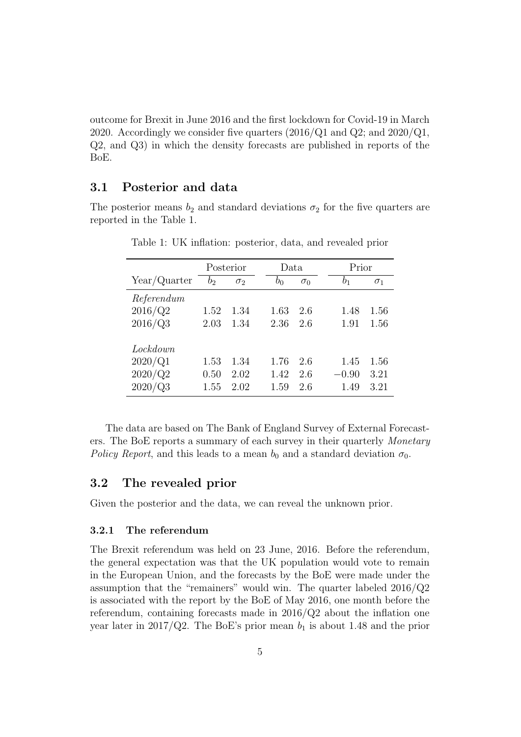outcome for Brexit in June 2016 and the first lockdown for Covid-19 in March 2020. Accordingly we consider five quarters (2016/Q1 and Q2; and 2020/Q1, Q2, and Q3) in which the density forecasts are published in reports of the BoE.

## 3.1 Posterior and data

The posterior means $b_2$ and standard deviations $\sigma_2$ for the five quarters are reported in the Table 1.

Table 1: UK inflation: posterior, data, and revealed prior

| | Posterior | | Data | | Prior | |
|---|---|---|---|---|---|---|
| Year/Quarter | $b_2$ | $\sigma_2$ | $b_0$ | $\sigma_0$ | $b_1$ | $\sigma_1$ |
| *Referendum* | | | | | | |
| 2016/Q2 | 1.52 | 1.34 | 1.63 | 2.6 | 1.48 | 1.56 |
| 2016/Q3 | 2.03 | 1.34 | 2.36 | 2.6 | 1.91 | 1.56 |
| *Lockdown* | | | | | | |
| 2020/Q1 | 1.53 | 1.34 | 1.76 | 2.6 | 1.45 | 1.56 |
| 2020/Q2 | 0.50 | 2.02 | 1.42 | 2.6 | $-0.90$ | 3.21 |
| 2020/Q3 | 1.55 | 2.02 | 1.59 | 2.6 | 1.49 | 3.21 |

The data are based on The Bank of England Survey of External Forecasters. The BoE reports a summary of each survey in their quarterly *Monetary Policy Report*, and this leads to a mean $b_0$ and a standard deviation $\sigma_0$.

## 3.2 The revealed prior

Given the posterior and the data, we can reveal the unknown prior.

### 3.2.1 The referendum

The Brexit referendum was held on 23 June, 2016. Before the referendum, the general expectation was that the UK population would vote to remain in the European Union, and the forecasts by the BoE were made under the assumption that the "remainers" would win. The quarter labeled 2016/Q2 is associated with the report by the BoE of May 2016, one month before the referendum, containing forecasts made in 2016/Q2 about the inflation one year later in 2017/Q2. The BoE's prior mean $b_1$ is about 1.48 and the prior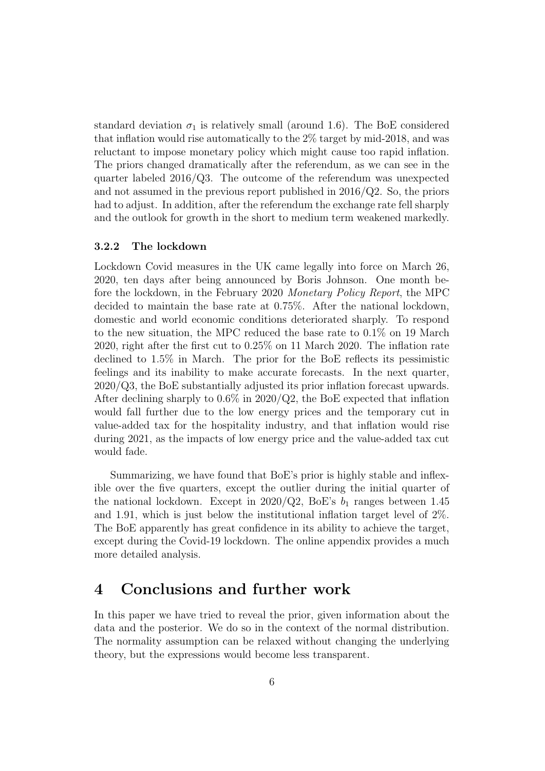standard deviation $\sigma_1$ is relatively small (around 1.6). The BoE considered that inflation would rise automatically to the 2% target by mid-2018, and was reluctant to impose monetary policy which might cause too rapid inflation. The priors changed dramatically after the referendum, as we can see in the quarter labeled 2016/Q3. The outcome of the referendum was unexpected and not assumed in the previous report published in 2016/Q2. So, the priors had to adjust. In addition, after the referendum the exchange rate fell sharply and the outlook for growth in the short to medium term weakened markedly.

#### 3.2.2 The lockdown

Lockdown Covid measures in the UK came legally into force on March 26, 2020, ten days after being announced by Boris Johnson. One month before the lockdown, in the February 2020 *Monetary Policy Report*, the MPC decided to maintain the base rate at 0.75%. After the national lockdown, domestic and world economic conditions deteriorated sharply. To respond to the new situation, the MPC reduced the base rate to 0.1% on 19 March 2020, right after the first cut to 0.25% on 11 March 2020. The inflation rate declined to 1.5% in March. The prior for the BoE reflects its pessimistic feelings and its inability to make accurate forecasts. In the next quarter, 2020/Q3, the BoE substantially adjusted its prior inflation forecast upwards. After declining sharply to 0.6% in 2020/Q2, the BoE expected that inflation would fall further due to the low energy prices and the temporary cut in value-added tax for the hospitality industry, and that inflation would rise during 2021, as the impacts of low energy price and the value-added tax cut would fade.

Summarizing, we have found that BoE's prior is highly stable and inflexible over the five quarters, except the outlier during the initial quarter of the national lockdown. Except in 2020/Q2, BoE's $b_1$ ranges between 1.45 and 1.91, which is just below the institutional inflation target level of 2%. The BoE apparently has great confidence in its ability to achieve the target, except during the Covid-19 lockdown. The online appendix provides a much more detailed analysis.

## 4 Conclusions and further work

In this paper we have tried to reveal the prior, given information about the data and the posterior. We do so in the context of the normal distribution. The normality assumption can be relaxed without changing the underlying theory, but the expressions would become less transparent.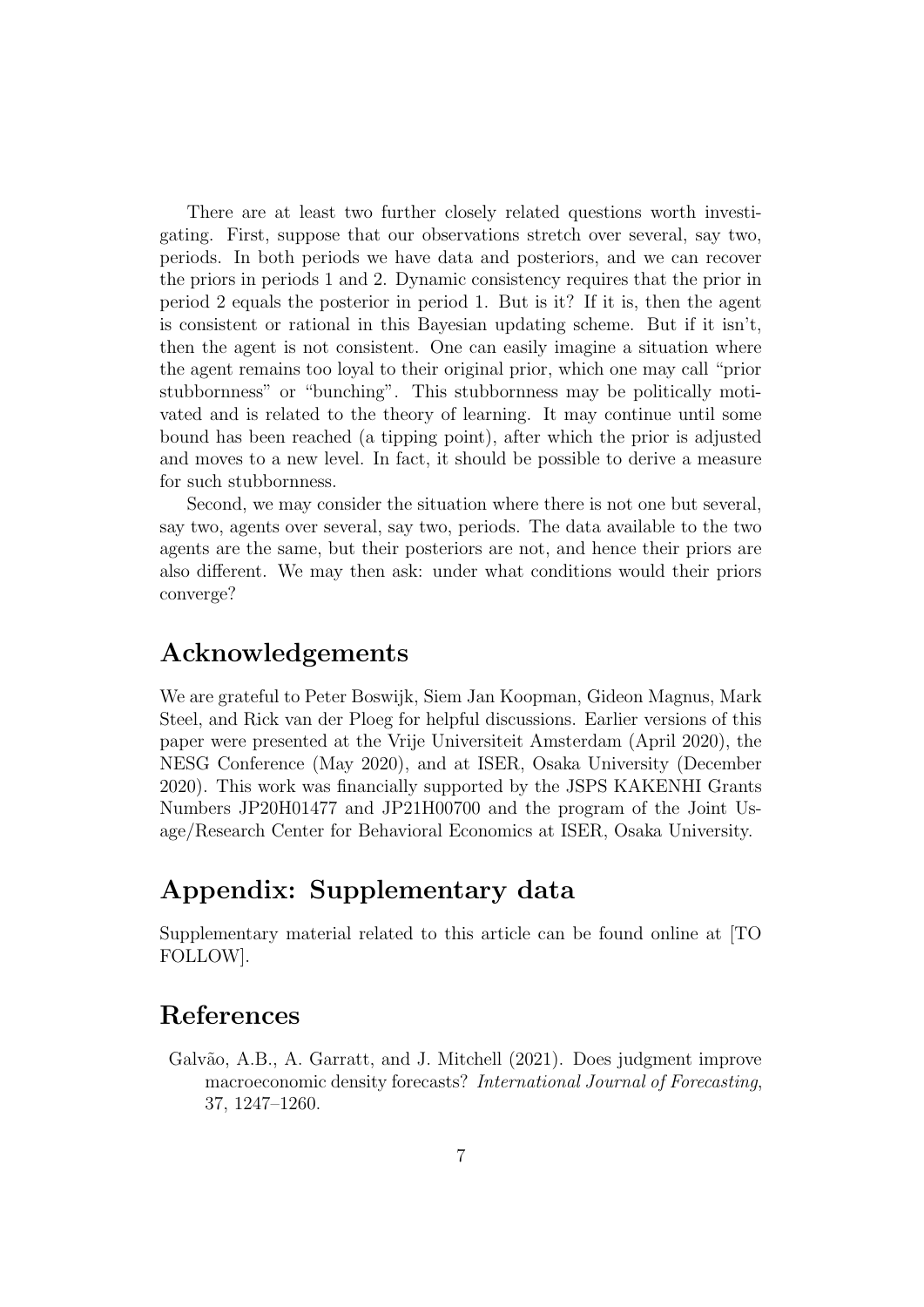There are at least two further closely related questions worth investigating. First, suppose that our observations stretch over several, say two, periods. In both periods we have data and posteriors, and we can recover the priors in periods 1 and 2. Dynamic consistency requires that the prior in period 2 equals the posterior in period 1. But is it? If it is, then the agent is consistent or rational in this Bayesian updating scheme. But if it isn't, then the agent is not consistent. One can easily imagine a situation where the agent remains too loyal to their original prior, which one may call "prior stubbornness" or "bunching". This stubbornness may be politically motivated and is related to the theory of learning. It may continue until some bound has been reached (a tipping point), after which the prior is adjusted and moves to a new level. In fact, it should be possible to derive a measure for such stubbornness.

Second, we may consider the situation where there is not one but several, say two, agents over several, say two, periods. The data available to the two agents are the same, but their posteriors are not, and hence their priors are also different. We may then ask: under what conditions would their priors converge?

## Acknowledgements

We are grateful to Peter Boswijk, Siem Jan Koopman, Gideon Magnus, Mark Steel, and Rick van der Ploeg for helpful discussions. Earlier versions of this paper were presented at the Vrije Universiteit Amsterdam (April 2020), the NESG Conference (May 2020), and at ISER, Osaka University (December 2020). This work was financially supported by the JSPS KAKENHI Grants Numbers JP20H01477 and JP21H00700 and the program of the Joint Usage/Research Center for Behavioral Economics at ISER, Osaka University.

## Appendix: Supplementary data

Supplementary material related to this article can be found online at [TO FOLLOW].

## References

Galvão, A.B., A. Garratt, and J. Mitchell (2021). Does judgment improve macroeconomic density forecasts? *International Journal of Forecasting*, 37, 1247–1260.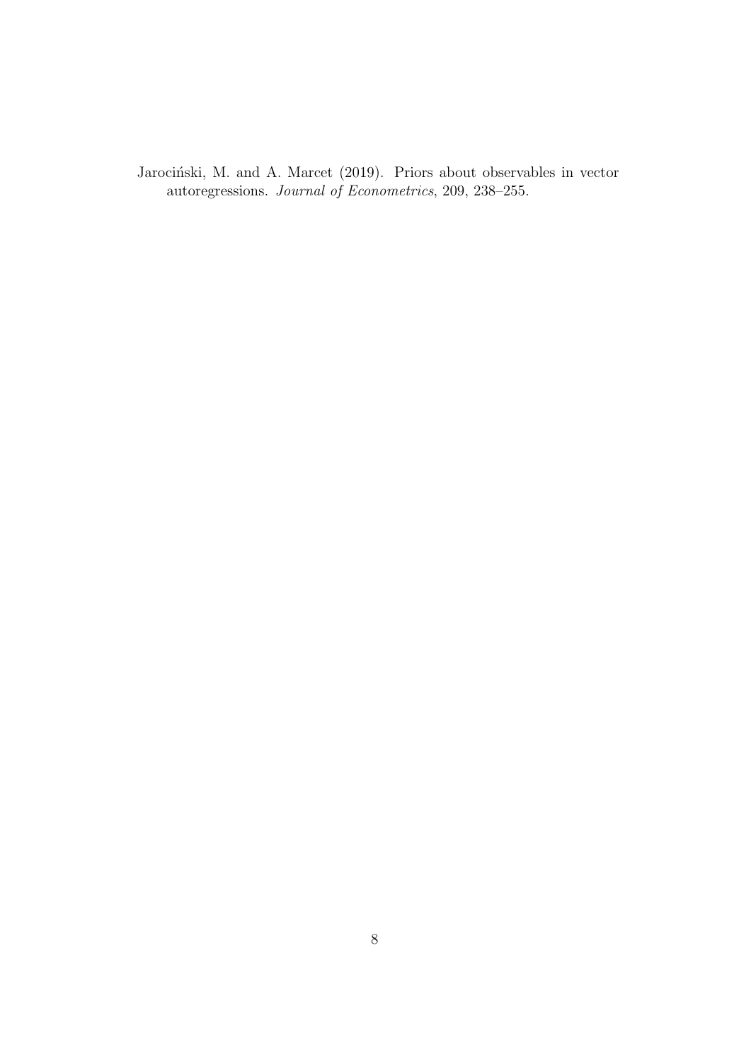Jarociński, M. and A. Marcet (2019). Priors about observables in vector autoregressions. *Journal of Econometrics*, 209, 238–255.